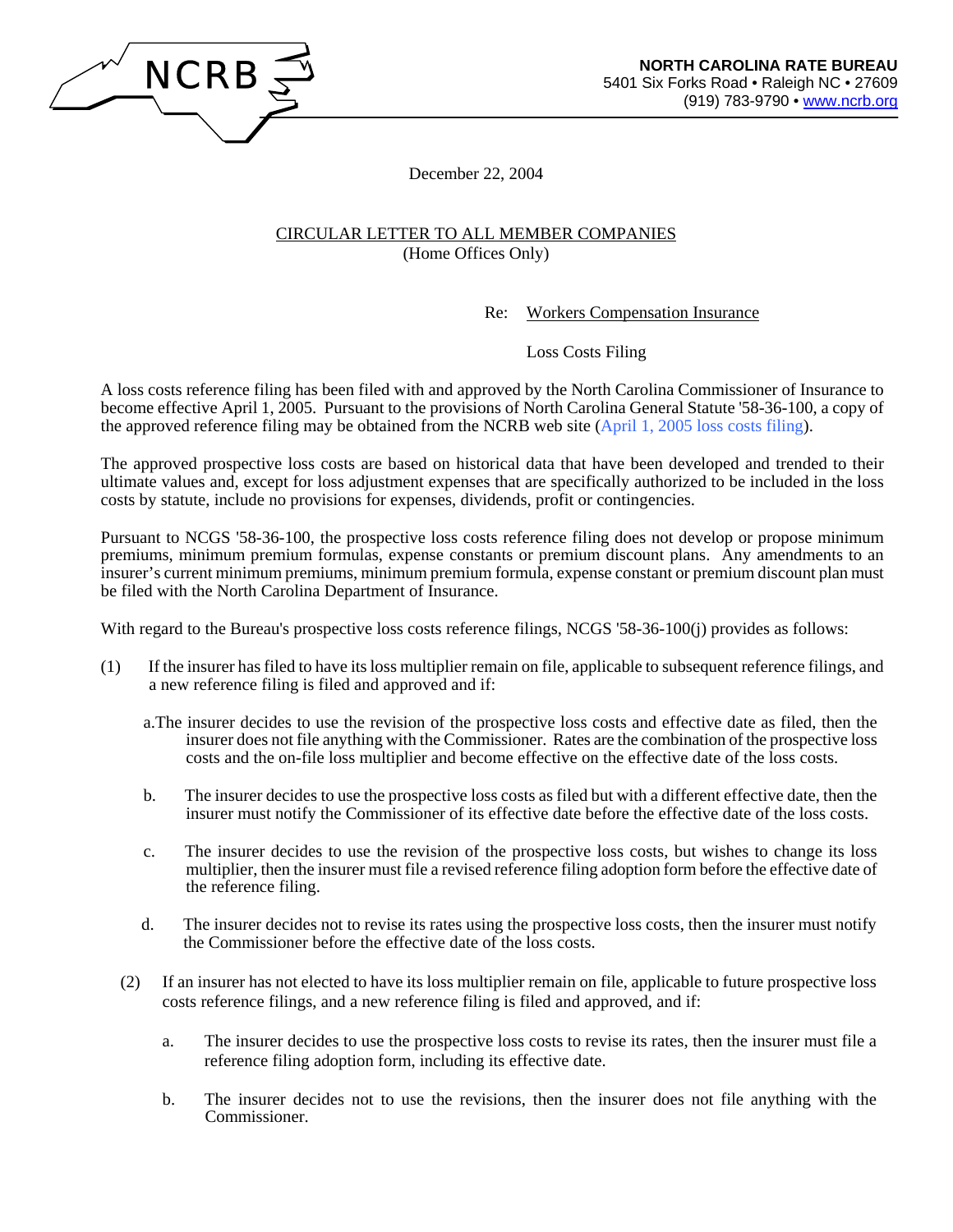NCRB

**NORTH CAROLINA RATE BUREAU**
5401 Six Forks Road • Raleigh NC • 27609
(919) 783-9790 • www.ncrb.org

December 22, 2004

CIRCULAR LETTER TO ALL MEMBER COMPANIES
(Home Offices Only)

Re: Workers Compensation Insurance

Loss Costs Filing

A loss costs reference filing has been filed with and approved by the North Carolina Commissioner of Insurance to become effective April 1, 2005. Pursuant to the provisions of North Carolina General Statute '58-36-100, a copy of the approved reference filing may be obtained from the NCRB web site (April 1, 2005 loss costs filing).

The approved prospective loss costs are based on historical data that have been developed and trended to their ultimate values and, except for loss adjustment expenses that are specifically authorized to be included in the loss costs by statute, include no provisions for expenses, dividends, profit or contingencies.

Pursuant to NCGS '58-36-100, the prospective loss costs reference filing does not develop or propose minimum premiums, minimum premium formulas, expense constants or premium discount plans. Any amendments to an insurer's current minimum premiums, minimum premium formula, expense constant or premium discount plan must be filed with the North Carolina Department of Insurance.

With regard to the Bureau's prospective loss costs reference filings, NCGS '58-36-100(j) provides as follows:

(1) If the insurer has filed to have its loss multiplier remain on file, applicable to subsequent reference filings, and a new reference filing is filed and approved and if:

a. The insurer decides to use the revision of the prospective loss costs and effective date as filed, then the insurer does not file anything with the Commissioner. Rates are the combination of the prospective loss costs and the on-file loss multiplier and become effective on the effective date of the loss costs.

b. The insurer decides to use the prospective loss costs as filed but with a different effective date, then the insurer must notify the Commissioner of its effective date before the effective date of the loss costs.

c. The insurer decides to use the revision of the prospective loss costs, but wishes to change its loss multiplier, then the insurer must file a revised reference filing adoption form before the effective date of the reference filing.

d. The insurer decides not to revise its rates using the prospective loss costs, then the insurer must notify the Commissioner before the effective date of the loss costs.

(2) If an insurer has not elected to have its loss multiplier remain on file, applicable to future prospective loss costs reference filings, and a new reference filing is filed and approved, and if:

a. The insurer decides to use the prospective loss costs to revise its rates, then the insurer must file a reference filing adoption form, including its effective date.

b. The insurer decides not to use the revisions, then the insurer does not file anything with the Commissioner.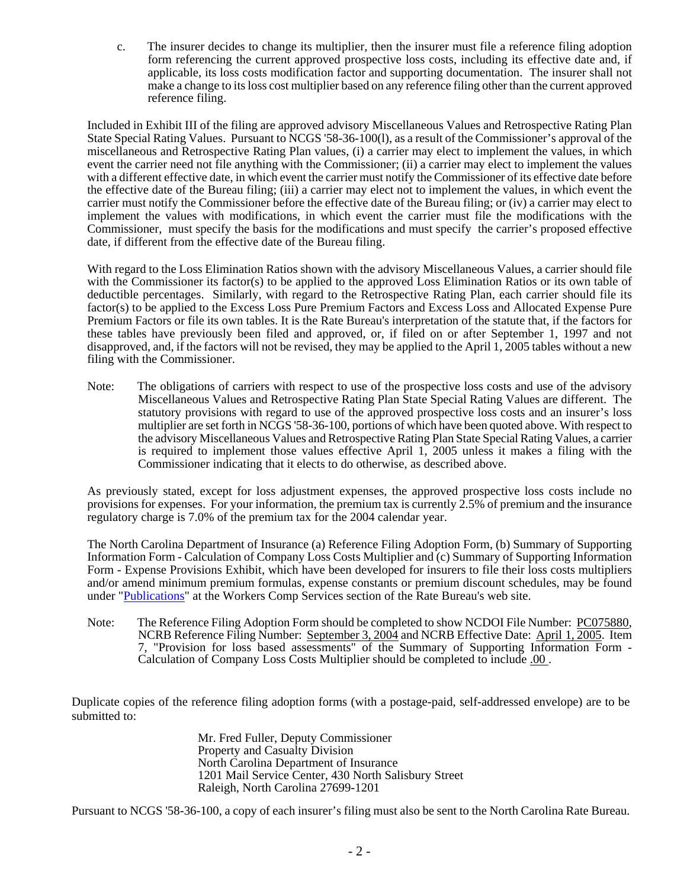c. The insurer decides to change its multiplier, then the insurer must file a reference filing adoption form referencing the current approved prospective loss costs, including its effective date and, if applicable, its loss costs modification factor and supporting documentation. The insurer shall not make a change to its loss cost multiplier based on any reference filing other than the current approved reference filing.

Included in Exhibit III of the filing are approved advisory Miscellaneous Values and Retrospective Rating Plan State Special Rating Values. Pursuant to NCGS '58-36-100(l), as a result of the Commissioner's approval of the miscellaneous and Retrospective Rating Plan values, (i) a carrier may elect to implement the values, in which event the carrier need not file anything with the Commissioner; (ii) a carrier may elect to implement the values with a different effective date, in which event the carrier must notify the Commissioner of its effective date before the effective date of the Bureau filing; (iii) a carrier may elect not to implement the values, in which event the carrier must notify the Commissioner before the effective date of the Bureau filing; or (iv) a carrier may elect to implement the values with modifications, in which event the carrier must file the modifications with the Commissioner, must specify the basis for the modifications and must specify the carrier's proposed effective date, if different from the effective date of the Bureau filing.

With regard to the Loss Elimination Ratios shown with the advisory Miscellaneous Values, a carrier should file with the Commissioner its factor(s) to be applied to the approved Loss Elimination Ratios or its own table of deductible percentages. Similarly, with regard to the Retrospective Rating Plan, each carrier should file its factor(s) to be applied to the Excess Loss Pure Premium Factors and Excess Loss and Allocated Expense Pure Premium Factors or file its own tables. It is the Rate Bureau's interpretation of the statute that, if the factors for these tables have previously been filed and approved, or, if filed on or after September 1, 1997 and not disapproved, and, if the factors will not be revised, they may be applied to the April 1, 2005 tables without a new filing with the Commissioner.

Note: The obligations of carriers with respect to use of the prospective loss costs and use of the advisory Miscellaneous Values and Retrospective Rating Plan State Special Rating Values are different. The statutory provisions with regard to use of the approved prospective loss costs and an insurer's loss multiplier are set forth in NCGS '58-36-100, portions of which have been quoted above. With respect to the advisory Miscellaneous Values and Retrospective Rating Plan State Special Rating Values, a carrier is required to implement those values effective April 1, 2005 unless it makes a filing with the Commissioner indicating that it elects to do otherwise, as described above.

As previously stated, except for loss adjustment expenses, the approved prospective loss costs include no provisions for expenses. For your information, the premium tax is currently 2.5% of premium and the insurance regulatory charge is 7.0% of the premium tax for the 2004 calendar year.

The North Carolina Department of Insurance (a) Reference Filing Adoption Form, (b) Summary of Supporting Information Form - Calculation of Company Loss Costs Multiplier and (c) Summary of Supporting Information Form - Expense Provisions Exhibit, which have been developed for insurers to file their loss costs multipliers and/or amend minimum premium formulas, expense constants or premium discount schedules, may be found under "Publications" at the Workers Comp Services section of the Rate Bureau's web site.

Note: The Reference Filing Adoption Form should be completed to show NCDOI File Number: PC075880, NCRB Reference Filing Number: September 3, 2004 and NCRB Effective Date: April 1, 2005. Item 7, "Provision for loss based assessments" of the Summary of Supporting Information Form - Calculation of Company Loss Costs Multiplier should be completed to include .00 .

Duplicate copies of the reference filing adoption forms (with a postage-paid, self-addressed envelope) are to be submitted to:

Mr. Fred Fuller, Deputy Commissioner
Property and Casualty Division
North Carolina Department of Insurance
1201 Mail Service Center, 430 North Salisbury Street
Raleigh, North Carolina 27699-1201

Pursuant to NCGS '58-36-100, a copy of each insurer's filing must also be sent to the North Carolina Rate Bureau.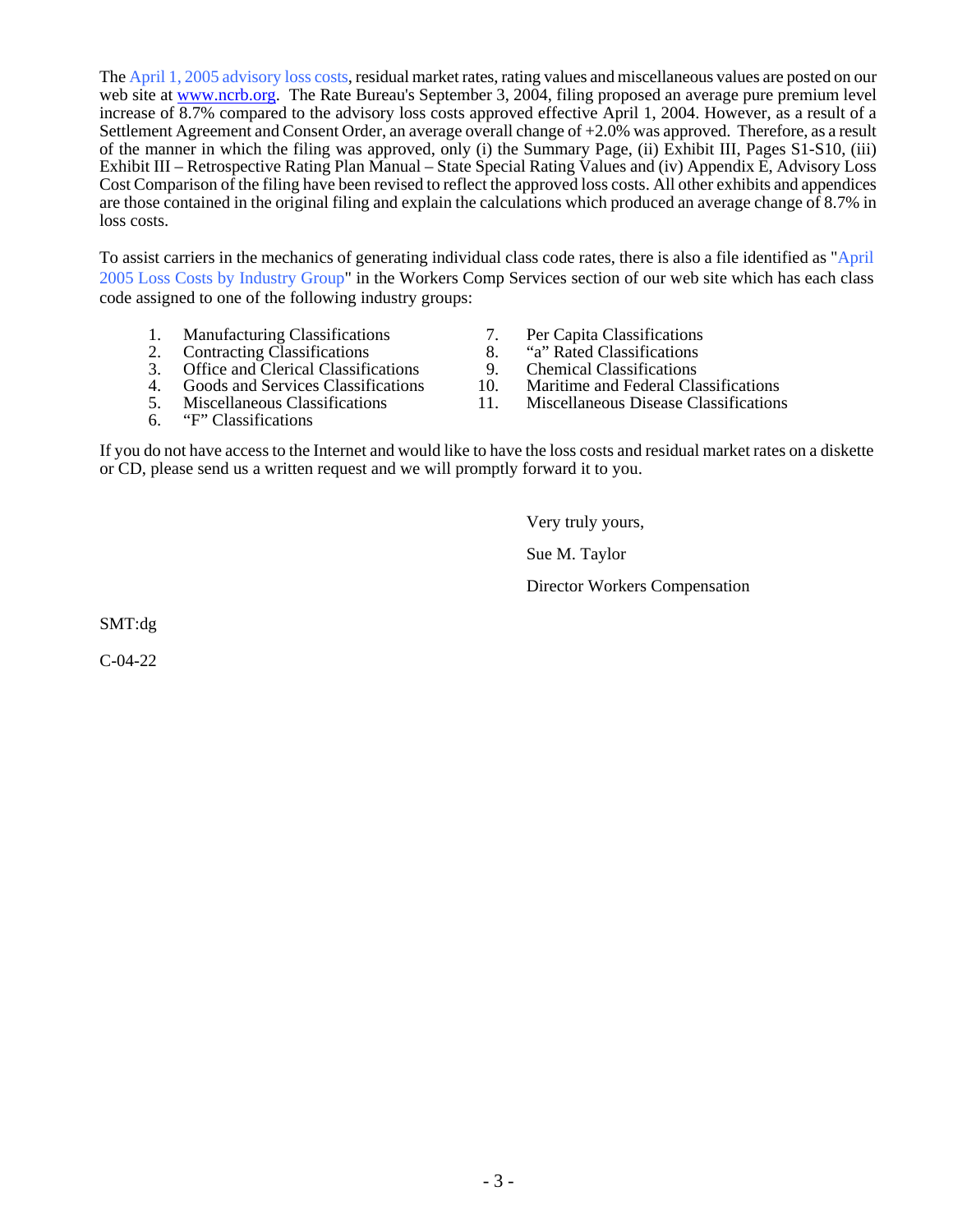The April 1, 2005 advisory loss costs, residual market rates, rating values and miscellaneous values are posted on our web site at www.ncrb.org. The Rate Bureau's September 3, 2004, filing proposed an average pure premium level increase of 8.7% compared to the advisory loss costs approved effective April 1, 2004. However, as a result of a Settlement Agreement and Consent Order, an average overall change of +2.0% was approved. Therefore, as a result of the manner in which the filing was approved, only (i) the Summary Page, (ii) Exhibit III, Pages S1-S10, (iii) Exhibit III – Retrospective Rating Plan Manual – State Special Rating Values and (iv) Appendix E, Advisory Loss Cost Comparison of the filing have been revised to reflect the approved loss costs. All other exhibits and appendices are those contained in the original filing and explain the calculations which produced an average change of 8.7% in loss costs.

To assist carriers in the mechanics of generating individual class code rates, there is also a file identified as "April 2005 Loss Costs by Industry Group" in the Workers Comp Services section of our web site which has each class code assigned to one of the following industry groups:

1. Manufacturing Classifications
2. Contracting Classifications
3. Office and Clerical Classifications
4. Goods and Services Classifications
5. Miscellaneous Classifications
6. "F" Classifications
7. Per Capita Classifications
8. "a" Rated Classifications
9. Chemical Classifications
10. Maritime and Federal Classifications
11. Miscellaneous Disease Classifications

If you do not have access to the Internet and would like to have the loss costs and residual market rates on a diskette or CD, please send us a written request and we will promptly forward it to you.

Very truly yours,

Sue M. Taylor

Director Workers Compensation

SMT:dg

C-04-22